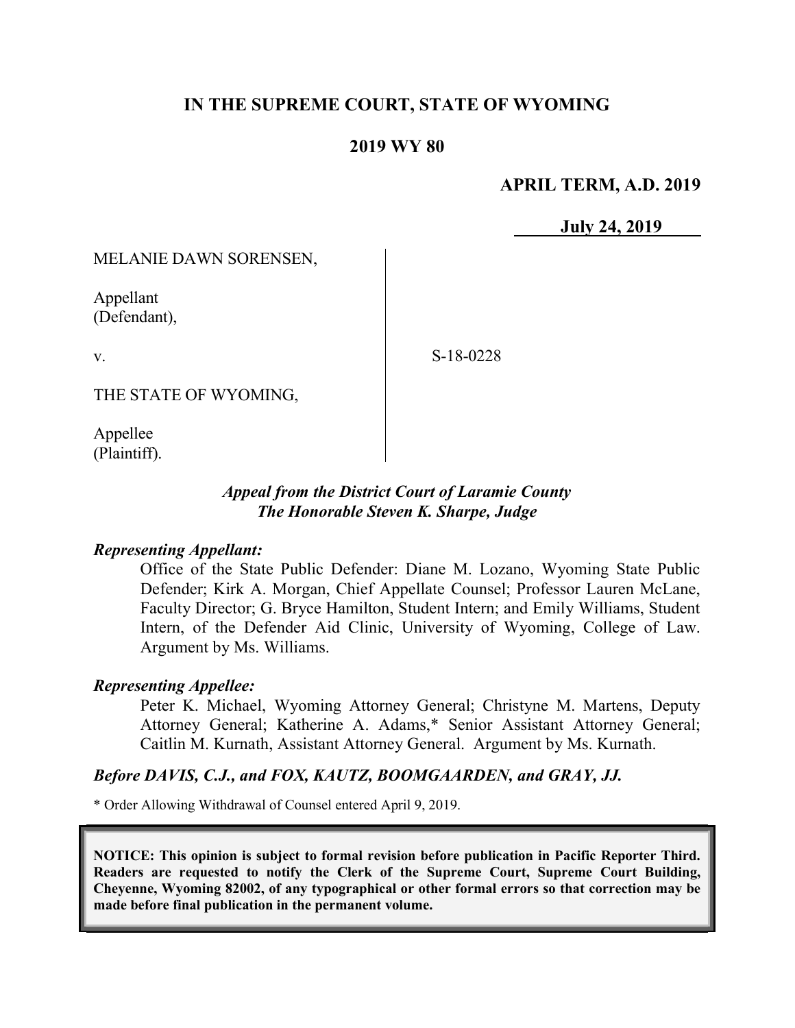# IN THE SUPREME COURT, STATE OF WYOMING

## 2019 WY 80

**APRIL TERM, A.D. 2019**

**July 24, 2019**

MELANIE DAWN SORENSEN,

Appellant
(Defendant),

v.

S-18-0228

THE STATE OF WYOMING,

Appellee
(Plaintiff).

*Appeal from the District Court of Laramie County*
*The Honorable Steven K. Sharpe, Judge*

***Representing Appellant:***

Office of the State Public Defender: Diane M. Lozano, Wyoming State Public Defender; Kirk A. Morgan, Chief Appellate Counsel; Professor Lauren McLane, Faculty Director; G. Bryce Hamilton, Student Intern; and Emily Williams, Student Intern, of the Defender Aid Clinic, University of Wyoming, College of Law. Argument by Ms. Williams.

***Representing Appellee:***

Peter K. Michael, Wyoming Attorney General; Christyne M. Martens, Deputy Attorney General; Katherine A. Adams,* Senior Assistant Attorney General; Caitlin M. Kurnath, Assistant Attorney General. Argument by Ms. Kurnath.

***Before DAVIS, C.J., and FOX, KAUTZ, BOOMGAARDEN, and GRAY, JJ.***

\* Order Allowing Withdrawal of Counsel entered April 9, 2019.

**NOTICE: This opinion is subject to formal revision before publication in Pacific Reporter Third. Readers are requested to notify the Clerk of the Supreme Court, Supreme Court Building, Cheyenne, Wyoming 82002, of any typographical or other formal errors so that correction may be made before final publication in the permanent volume.**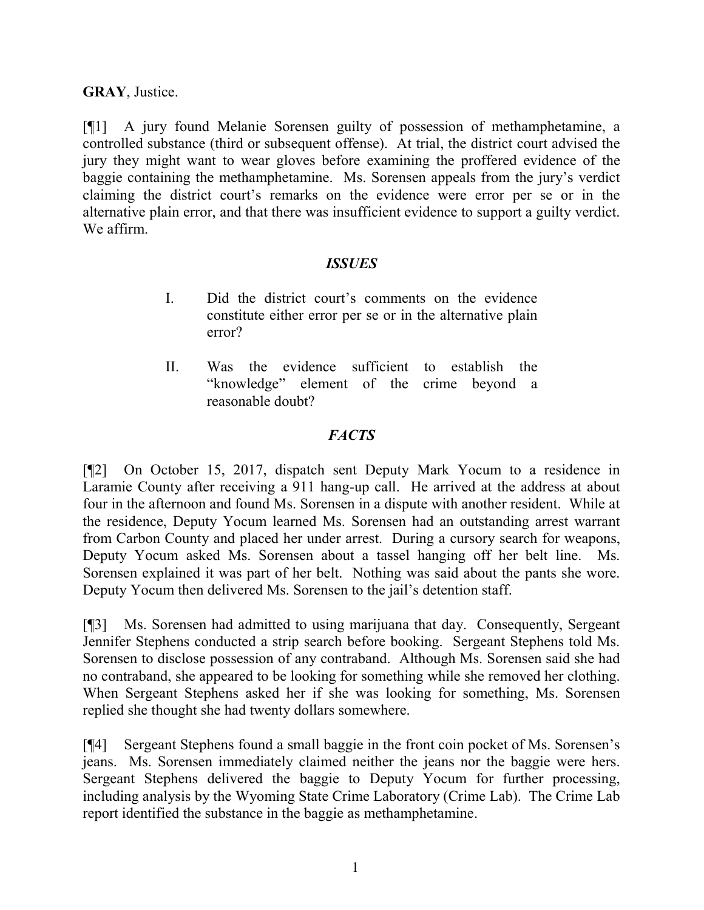**GRAY**, Justice.

[¶1] A jury found Melanie Sorensen guilty of possession of methamphetamine, a controlled substance (third or subsequent offense). At trial, the district court advised the jury they might want to wear gloves before examining the proffered evidence of the baggie containing the methamphetamine. Ms. Sorensen appeals from the jury's verdict claiming the district court's remarks on the evidence were error per se or in the alternative plain error, and that there was insufficient evidence to support a guilty verdict. We affirm.

## *ISSUES*

I. Did the district court's comments on the evidence constitute either error per se or in the alternative plain error?

II. Was the evidence sufficient to establish the "knowledge" element of the crime beyond a reasonable doubt?

## *FACTS*

[¶2] On October 15, 2017, dispatch sent Deputy Mark Yocum to a residence in Laramie County after receiving a 911 hang-up call. He arrived at the address at about four in the afternoon and found Ms. Sorensen in a dispute with another resident. While at the residence, Deputy Yocum learned Ms. Sorensen had an outstanding arrest warrant from Carbon County and placed her under arrest. During a cursory search for weapons, Deputy Yocum asked Ms. Sorensen about a tassel hanging off her belt line. Ms. Sorensen explained it was part of her belt. Nothing was said about the pants she wore. Deputy Yocum then delivered Ms. Sorensen to the jail's detention staff.

[¶3] Ms. Sorensen had admitted to using marijuana that day. Consequently, Sergeant Jennifer Stephens conducted a strip search before booking. Sergeant Stephens told Ms. Sorensen to disclose possession of any contraband. Although Ms. Sorensen said she had no contraband, she appeared to be looking for something while she removed her clothing. When Sergeant Stephens asked her if she was looking for something, Ms. Sorensen replied she thought she had twenty dollars somewhere.

[¶4] Sergeant Stephens found a small baggie in the front coin pocket of Ms. Sorensen's jeans. Ms. Sorensen immediately claimed neither the jeans nor the baggie were hers. Sergeant Stephens delivered the baggie to Deputy Yocum for further processing, including analysis by the Wyoming State Crime Laboratory (Crime Lab). The Crime Lab report identified the substance in the baggie as methamphetamine.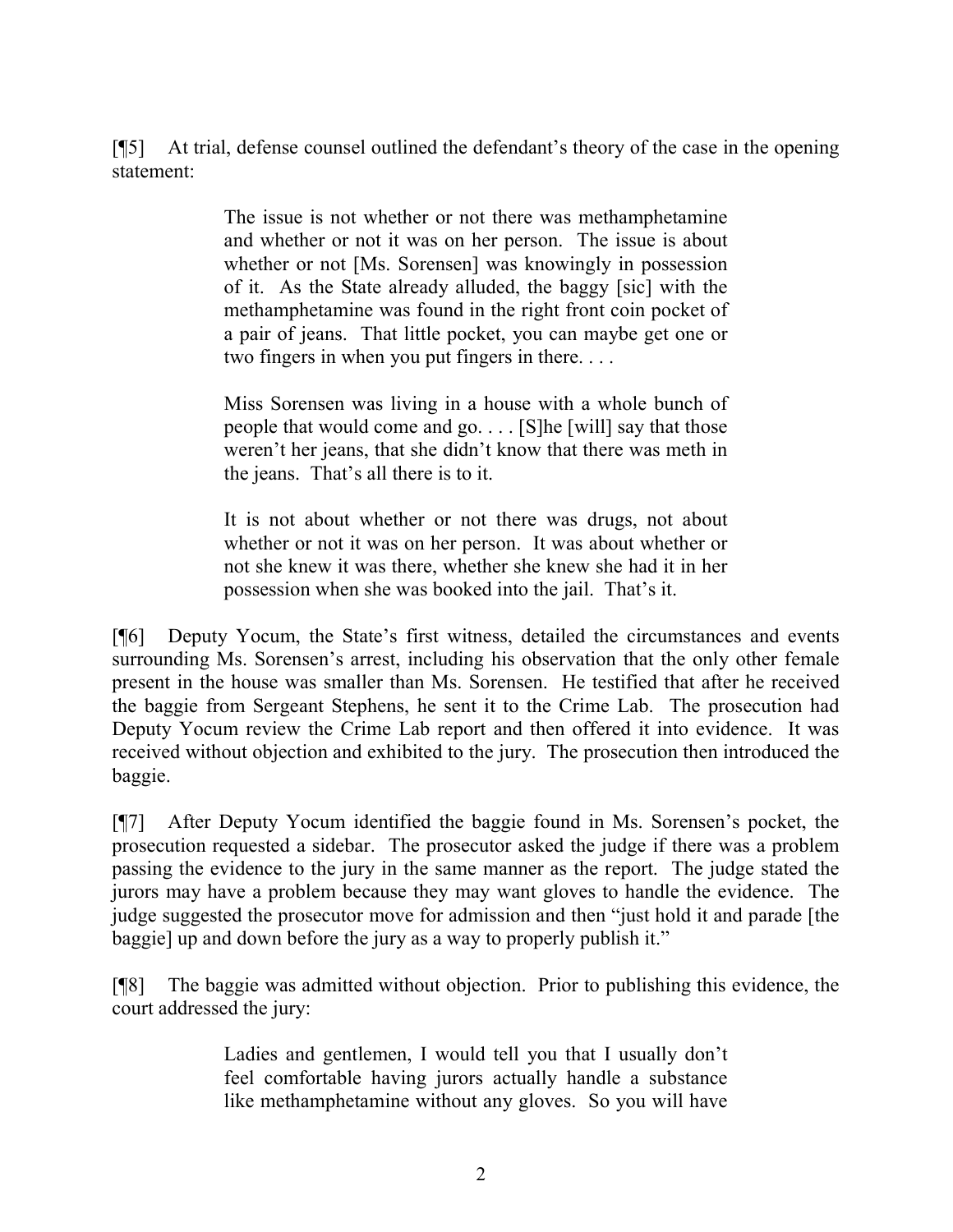[¶5] At trial, defense counsel outlined the defendant's theory of the case in the opening statement:

> The issue is not whether or not there was methamphetamine and whether or not it was on her person. The issue is about whether or not [Ms. Sorensen] was knowingly in possession of it. As the State already alluded, the baggy [sic] with the methamphetamine was found in the right front coin pocket of a pair of jeans. That little pocket, you can maybe get one or two fingers in when you put fingers in there. . . .
>
> Miss Sorensen was living in a house with a whole bunch of people that would come and go. . . . [S]he [will] say that those weren't her jeans, that she didn't know that there was meth in the jeans. That's all there is to it.
>
> It is not about whether or not there was drugs, not about whether or not it was on her person. It was about whether or not she knew it was there, whether she knew she had it in her possession when she was booked into the jail. That's it.

[¶6] Deputy Yocum, the State's first witness, detailed the circumstances and events surrounding Ms. Sorensen's arrest, including his observation that the only other female present in the house was smaller than Ms. Sorensen. He testified that after he received the baggie from Sergeant Stephens, he sent it to the Crime Lab. The prosecution had Deputy Yocum review the Crime Lab report and then offered it into evidence. It was received without objection and exhibited to the jury. The prosecution then introduced the baggie.

[¶7] After Deputy Yocum identified the baggie found in Ms. Sorensen's pocket, the prosecution requested a sidebar. The prosecutor asked the judge if there was a problem passing the evidence to the jury in the same manner as the report. The judge stated the jurors may have a problem because they may want gloves to handle the evidence. The judge suggested the prosecutor move for admission and then "just hold it and parade [the baggie] up and down before the jury as a way to properly publish it."

[¶8] The baggie was admitted without objection. Prior to publishing this evidence, the court addressed the jury:

> Ladies and gentlemen, I would tell you that I usually don't feel comfortable having jurors actually handle a substance like methamphetamine without any gloves. So you will have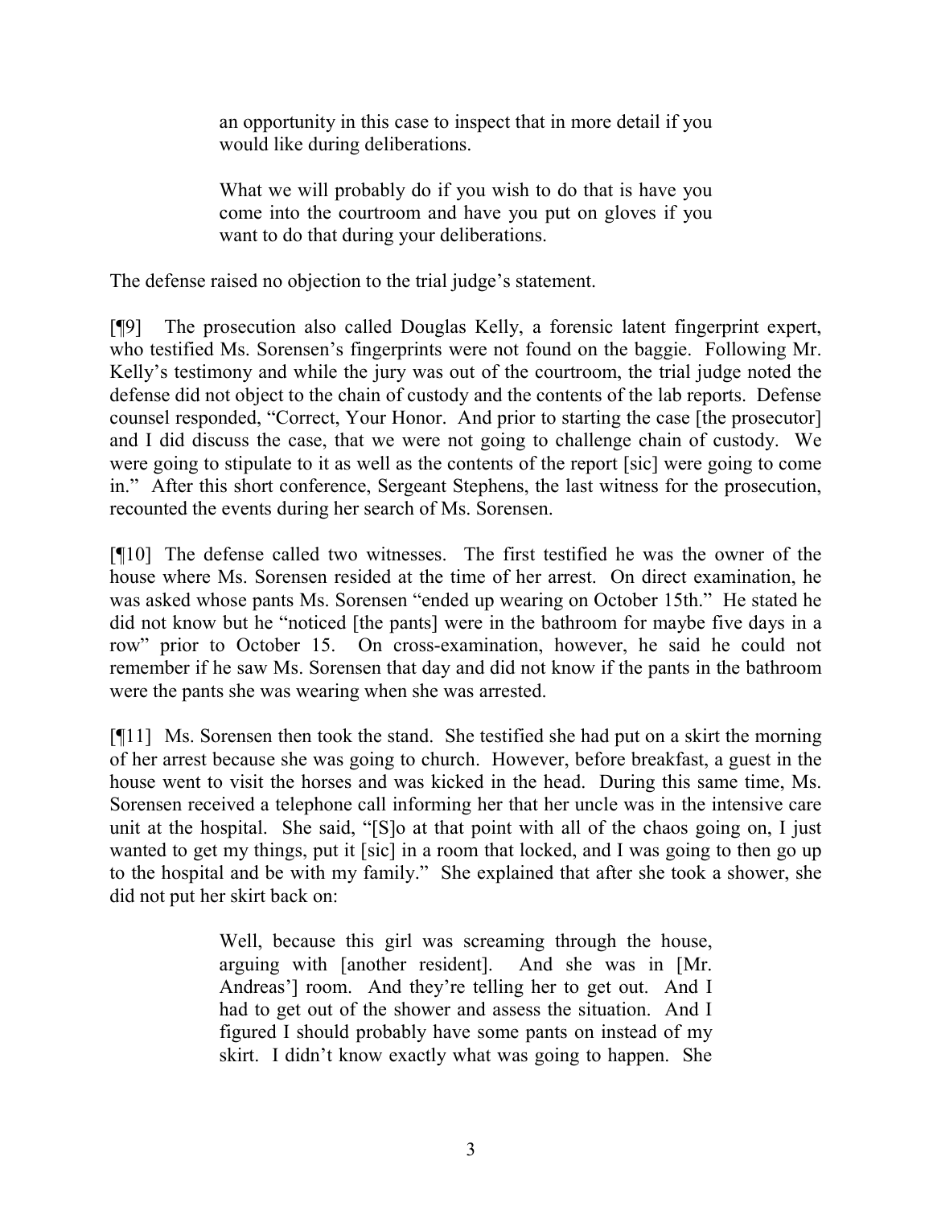> an opportunity in this case to inspect that in more detail if you would like during deliberations.
>
> What we will probably do if you wish to do that is have you come into the courtroom and have you put on gloves if you want to do that during your deliberations.

The defense raised no objection to the trial judge's statement.

[¶9] The prosecution also called Douglas Kelly, a forensic latent fingerprint expert, who testified Ms. Sorensen's fingerprints were not found on the baggie. Following Mr. Kelly's testimony and while the jury was out of the courtroom, the trial judge noted the defense did not object to the chain of custody and the contents of the lab reports. Defense counsel responded, "Correct, Your Honor. And prior to starting the case [the prosecutor] and I did discuss the case, that we were not going to challenge chain of custody. We were going to stipulate to it as well as the contents of the report [sic] were going to come in." After this short conference, Sergeant Stephens, the last witness for the prosecution, recounted the events during her search of Ms. Sorensen.

[¶10] The defense called two witnesses. The first testified he was the owner of the house where Ms. Sorensen resided at the time of her arrest. On direct examination, he was asked whose pants Ms. Sorensen "ended up wearing on October 15th." He stated he did not know but he "noticed [the pants] were in the bathroom for maybe five days in a row" prior to October 15. On cross-examination, however, he said he could not remember if he saw Ms. Sorensen that day and did not know if the pants in the bathroom were the pants she was wearing when she was arrested.

[¶11] Ms. Sorensen then took the stand. She testified she had put on a skirt the morning of her arrest because she was going to church. However, before breakfast, a guest in the house went to visit the horses and was kicked in the head. During this same time, Ms. Sorensen received a telephone call informing her that her uncle was in the intensive care unit at the hospital. She said, "[S]o at that point with all of the chaos going on, I just wanted to get my things, put it [sic] in a room that locked, and I was going to then go up to the hospital and be with my family." She explained that after she took a shower, she did not put her skirt back on:

> Well, because this girl was screaming through the house, arguing with [another resident]. And she was in [Mr. Andreas'] room. And they're telling her to get out. And I had to get out of the shower and assess the situation. And I figured I should probably have some pants on instead of my skirt. I didn't know exactly what was going to happen. She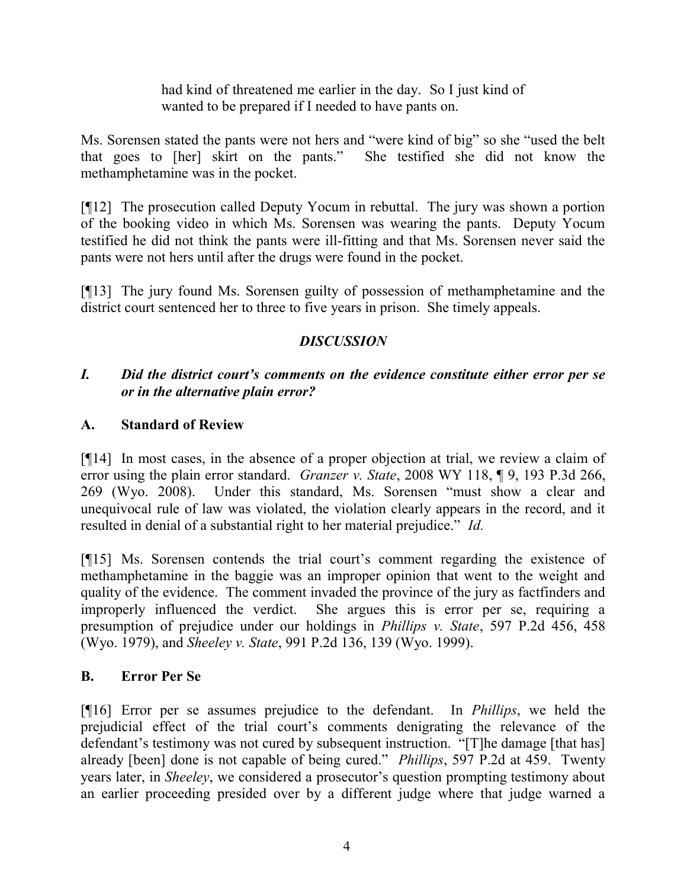> had kind of threatened me earlier in the day. So I just kind of wanted to be prepared if I needed to have pants on.

Ms. Sorensen stated the pants were not hers and "were kind of big" so she "used the belt that goes to [her] skirt on the pants." She testified she did not know the methamphetamine was in the pocket.

[¶12] The prosecution called Deputy Yocum in rebuttal. The jury was shown a portion of the booking video in which Ms. Sorensen was wearing the pants. Deputy Yocum testified he did not think the pants were ill-fitting and that Ms. Sorensen never said the pants were not hers until after the drugs were found in the pocket.

[¶13] The jury found Ms. Sorensen guilty of possession of methamphetamine and the district court sentenced her to three to five years in prison. She timely appeals.

## *DISCUSSION*

### *I. Did the district court's comments on the evidence constitute either error per se or in the alternative plain error?*

### A. Standard of Review

[¶14] In most cases, in the absence of a proper objection at trial, we review a claim of error using the plain error standard. *Granzer v. State*, 2008 WY 118, ¶ 9, 193 P.3d 266, 269 (Wyo. 2008). Under this standard, Ms. Sorensen "must show a clear and unequivocal rule of law was violated, the violation clearly appears in the record, and it resulted in denial of a substantial right to her material prejudice." *Id.*

[¶15] Ms. Sorensen contends the trial court's comment regarding the existence of methamphetamine in the baggie was an improper opinion that went to the weight and quality of the evidence. The comment invaded the province of the jury as factfinders and improperly influenced the verdict. She argues this is error per se, requiring a presumption of prejudice under our holdings in *Phillips v. State*, 597 P.2d 456, 458 (Wyo. 1979), and *Sheeley v. State*, 991 P.2d 136, 139 (Wyo. 1999).

### B. Error Per Se

[¶16] Error per se assumes prejudice to the defendant. In *Phillips*, we held the prejudicial effect of the trial court's comments denigrating the relevance of the defendant's testimony was not cured by subsequent instruction. "[T]he damage [that has] already [been] done is not capable of being cured." *Phillips*, 597 P.2d at 459. Twenty years later, in *Sheeley*, we considered a prosecutor's question prompting testimony about an earlier proceeding presided over by a different judge where that judge warned a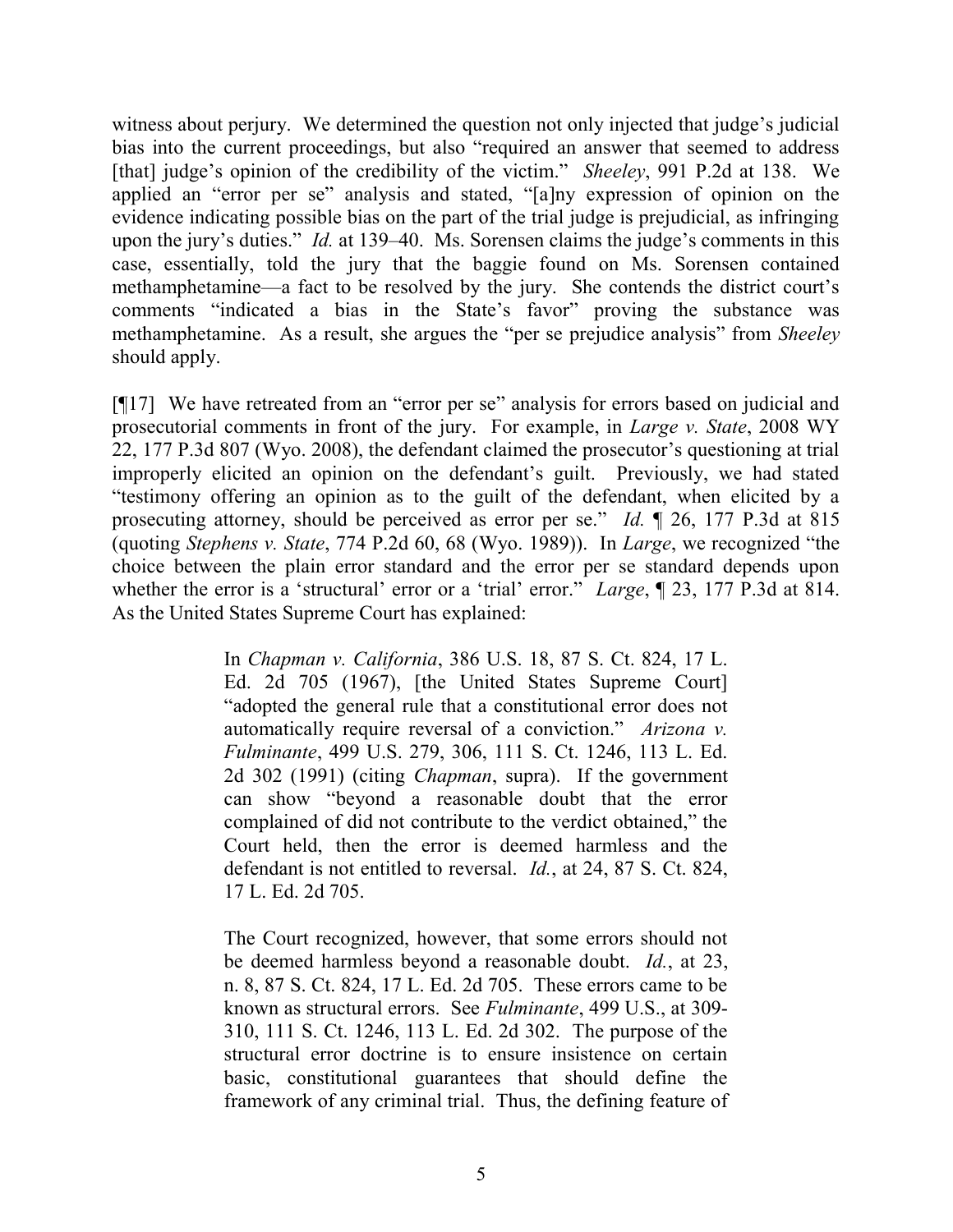witness about perjury. We determined the question not only injected that judge's judicial bias into the current proceedings, but also "required an answer that seemed to address [that] judge's opinion of the credibility of the victim." *Sheeley*, 991 P.2d at 138. We applied an "error per se" analysis and stated, "[a]ny expression of opinion on the evidence indicating possible bias on the part of the trial judge is prejudicial, as infringing upon the jury's duties." *Id.* at 139–40. Ms. Sorensen claims the judge's comments in this case, essentially, told the jury that the baggie found on Ms. Sorensen contained methamphetamine—a fact to be resolved by the jury. She contends the district court's comments "indicated a bias in the State's favor" proving the substance was methamphetamine. As a result, she argues the "per se prejudice analysis" from *Sheeley* should apply.

[¶17] We have retreated from an "error per se" analysis for errors based on judicial and prosecutorial comments in front of the jury. For example, in *Large v. State*, 2008 WY 22, 177 P.3d 807 (Wyo. 2008), the defendant claimed the prosecutor's questioning at trial improperly elicited an opinion on the defendant's guilt. Previously, we had stated "testimony offering an opinion as to the guilt of the defendant, when elicited by a prosecuting attorney, should be perceived as error per se." *Id.* ¶ 26, 177 P.3d at 815 (quoting *Stephens v. State*, 774 P.2d 60, 68 (Wyo. 1989)). In *Large*, we recognized "the choice between the plain error standard and the error per se standard depends upon whether the error is a 'structural' error or a 'trial' error." *Large*, ¶ 23, 177 P.3d at 814. As the United States Supreme Court has explained:

> In *Chapman v. California*, 386 U.S. 18, 87 S. Ct. 824, 17 L. Ed. 2d 705 (1967), [the United States Supreme Court] "adopted the general rule that a constitutional error does not automatically require reversal of a conviction." *Arizona v. Fulminante*, 499 U.S. 279, 306, 111 S. Ct. 1246, 113 L. Ed. 2d 302 (1991) (citing *Chapman*, supra). If the government can show "beyond a reasonable doubt that the error complained of did not contribute to the verdict obtained," the Court held, then the error is deemed harmless and the defendant is not entitled to reversal. *Id.*, at 24, 87 S. Ct. 824, 17 L. Ed. 2d 705.
>
> The Court recognized, however, that some errors should not be deemed harmless beyond a reasonable doubt. *Id.*, at 23, n. 8, 87 S. Ct. 824, 17 L. Ed. 2d 705. These errors came to be known as structural errors. See *Fulminante*, 499 U.S., at 309-310, 111 S. Ct. 1246, 113 L. Ed. 2d 302. The purpose of the structural error doctrine is to ensure insistence on certain basic, constitutional guarantees that should define the framework of any criminal trial. Thus, the defining feature of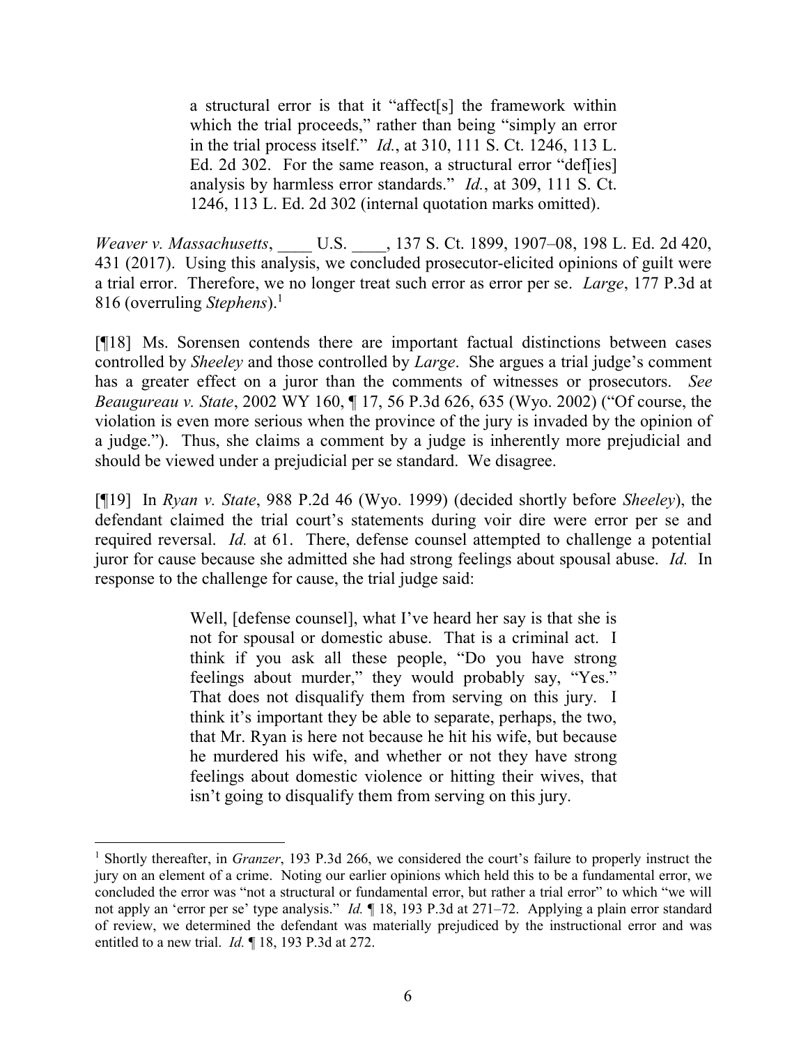> a structural error is that it "affect[s] the framework within which the trial proceeds," rather than being "simply an error in the trial process itself." *Id.*, at 310, 111 S. Ct. 1246, 113 L. Ed. 2d 302. For the same reason, a structural error "def[ies] analysis by harmless error standards." *Id.*, at 309, 111 S. Ct. 1246, 113 L. Ed. 2d 302 (internal quotation marks omitted).

*Weaver v. Massachusetts*, \_\_\_\_ U.S. \_\_\_\_, 137 S. Ct. 1899, 1907–08, 198 L. Ed. 2d 420, 431 (2017). Using this analysis, we concluded prosecutor-elicited opinions of guilt were a trial error. Therefore, we no longer treat such error as error per se. *Large*, 177 P.3d at 816 (overruling *Stephens*).[1]

[¶18] Ms. Sorensen contends there are important factual distinctions between cases controlled by *Sheeley* and those controlled by *Large*. She argues a trial judge's comment has a greater effect on a juror than the comments of witnesses or prosecutors. *See Beaugureau v. State*, 2002 WY 160, ¶ 17, 56 P.3d 626, 635 (Wyo. 2002) ("Of course, the violation is even more serious when the province of the jury is invaded by the opinion of a judge."). Thus, she claims a comment by a judge is inherently more prejudicial and should be viewed under a prejudicial per se standard. We disagree.

[¶19] In *Ryan v. State*, 988 P.2d 46 (Wyo. 1999) (decided shortly before *Sheeley*), the defendant claimed the trial court's statements during voir dire were error per se and required reversal. *Id.* at 61. There, defense counsel attempted to challenge a potential juror for cause because she admitted she had strong feelings about spousal abuse. *Id.* In response to the challenge for cause, the trial judge said:

> Well, [defense counsel], what I've heard her say is that she is not for spousal or domestic abuse. That is a criminal act. I think if you ask all these people, "Do you have strong feelings about murder," they would probably say, "Yes." That does not disqualify them from serving on this jury. I think it's important they be able to separate, perhaps, the two, that Mr. Ryan is here not because he hit his wife, but because he murdered his wife, and whether or not they have strong feelings about domestic violence or hitting their wives, that isn't going to disqualify them from serving on this jury.

---

[1] Shortly thereafter, in *Granzer*, 193 P.3d 266, we considered the court's failure to properly instruct the jury on an element of a crime. Noting our earlier opinions which held this to be a fundamental error, we concluded the error was "not a structural or fundamental error, but rather a trial error" to which "we will not apply an 'error per se' type analysis." *Id.* ¶ 18, 193 P.3d at 271–72. Applying a plain error standard of review, we determined the defendant was materially prejudiced by the instructional error and was entitled to a new trial. *Id.* ¶ 18, 193 P.3d at 272.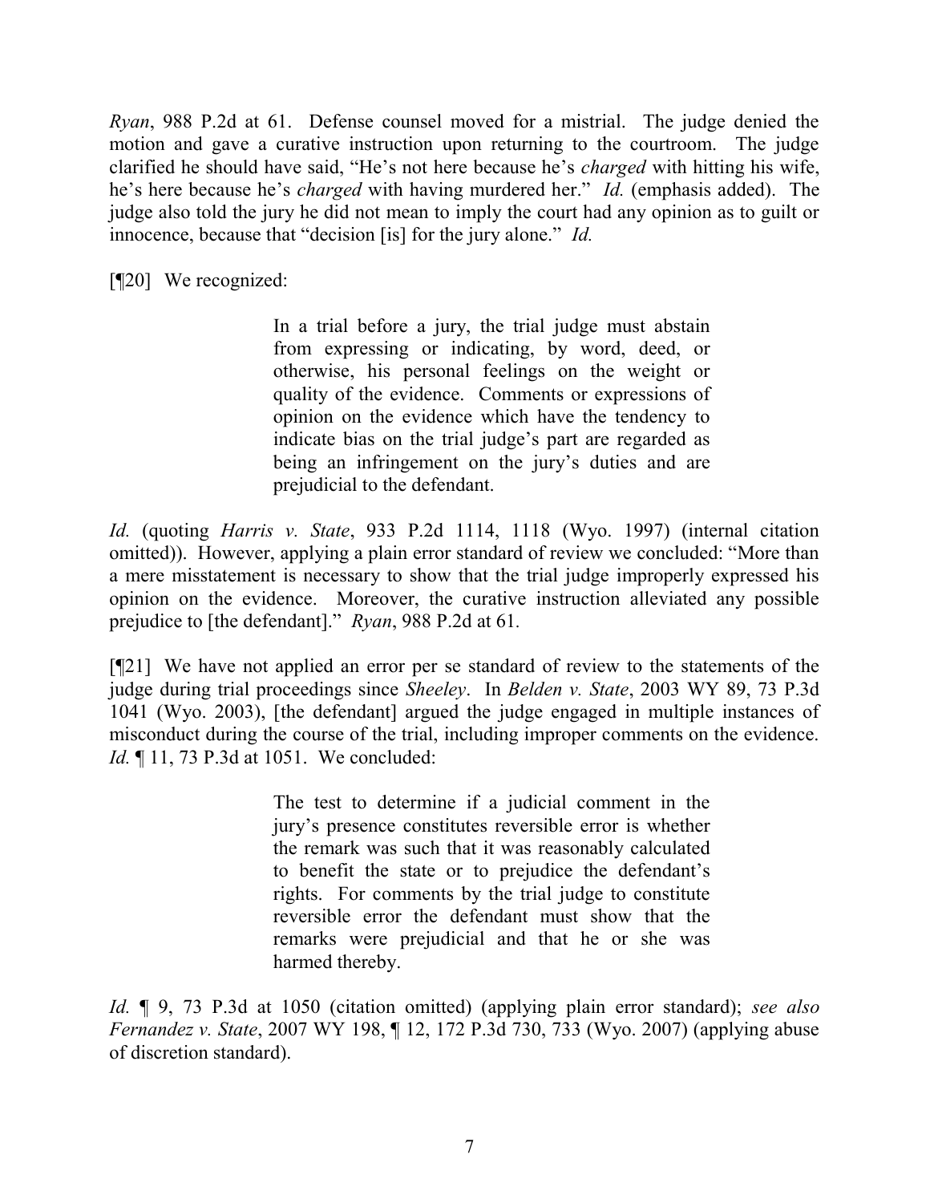*Ryan*, 988 P.2d at 61. Defense counsel moved for a mistrial. The judge denied the motion and gave a curative instruction upon returning to the courtroom. The judge clarified he should have said, "He's not here because he's *charged* with hitting his wife, he's here because he's *charged* with having murdered her." *Id.* (emphasis added). The judge also told the jury he did not mean to imply the court had any opinion as to guilt or innocence, because that "decision [is] for the jury alone." *Id.*

[¶20] We recognized:

> In a trial before a jury, the trial judge must abstain from expressing or indicating, by word, deed, or otherwise, his personal feelings on the weight or quality of the evidence. Comments or expressions of opinion on the evidence which have the tendency to indicate bias on the trial judge's part are regarded as being an infringement on the jury's duties and are prejudicial to the defendant.

*Id.* (quoting *Harris v. State*, 933 P.2d 1114, 1118 (Wyo. 1997) (internal citation omitted)). However, applying a plain error standard of review we concluded: "More than a mere misstatement is necessary to show that the trial judge improperly expressed his opinion on the evidence. Moreover, the curative instruction alleviated any possible prejudice to [the defendant]." *Ryan*, 988 P.2d at 61.

[¶21] We have not applied an error per se standard of review to the statements of the judge during trial proceedings since *Sheeley*. In *Belden v. State*, 2003 WY 89, 73 P.3d 1041 (Wyo. 2003), [the defendant] argued the judge engaged in multiple instances of misconduct during the course of the trial, including improper comments on the evidence. *Id.* ¶ 11, 73 P.3d at 1051. We concluded:

> The test to determine if a judicial comment in the jury's presence constitutes reversible error is whether the remark was such that it was reasonably calculated to benefit the state or to prejudice the defendant's rights. For comments by the trial judge to constitute reversible error the defendant must show that the remarks were prejudicial and that he or she was harmed thereby.

*Id.* ¶ 9, 73 P.3d at 1050 (citation omitted) (applying plain error standard); *see also Fernandez v. State*, 2007 WY 198, ¶ 12, 172 P.3d 730, 733 (Wyo. 2007) (applying abuse of discretion standard).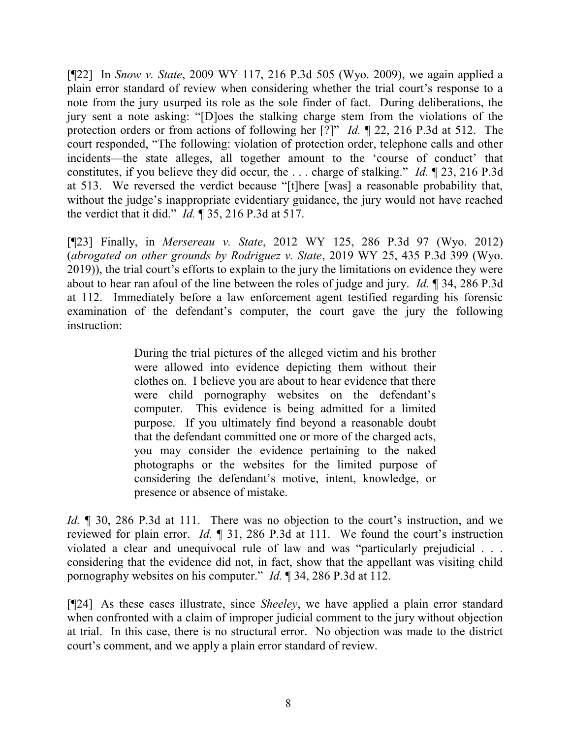[¶22] In *Snow v. State*, 2009 WY 117, 216 P.3d 505 (Wyo. 2009), we again applied a plain error standard of review when considering whether the trial court's response to a note from the jury usurped its role as the sole finder of fact. During deliberations, the jury sent a note asking: "[D]oes the stalking charge stem from the violations of the protection orders or from actions of following her [?]" *Id.* ¶ 22, 216 P.3d at 512. The court responded, "The following: violation of protection order, telephone calls and other incidents—the state alleges, all together amount to the 'course of conduct' that constitutes, if you believe they did occur, the . . . charge of stalking." *Id.* ¶ 23, 216 P.3d at 513. We reversed the verdict because "[t]here [was] a reasonable probability that, without the judge's inappropriate evidentiary guidance, the jury would not have reached the verdict that it did." *Id.* ¶ 35, 216 P.3d at 517.

[¶23] Finally, in *Mersereau v. State*, 2012 WY 125, 286 P.3d 97 (Wyo. 2012) (*abrogated on other grounds by Rodriguez v. State*, 2019 WY 25, 435 P.3d 399 (Wyo. 2019)), the trial court's efforts to explain to the jury the limitations on evidence they were about to hear ran afoul of the line between the roles of judge and jury. *Id.* ¶ 34, 286 P.3d at 112. Immediately before a law enforcement agent testified regarding his forensic examination of the defendant's computer, the court gave the jury the following instruction:

> During the trial pictures of the alleged victim and his brother were allowed into evidence depicting them without their clothes on. I believe you are about to hear evidence that there were child pornography websites on the defendant's computer. This evidence is being admitted for a limited purpose. If you ultimately find beyond a reasonable doubt that the defendant committed one or more of the charged acts, you may consider the evidence pertaining to the naked photographs or the websites for the limited purpose of considering the defendant's motive, intent, knowledge, or presence or absence of mistake.

*Id.* ¶ 30, 286 P.3d at 111. There was no objection to the court's instruction, and we reviewed for plain error. *Id.* ¶ 31, 286 P.3d at 111. We found the court's instruction violated a clear and unequivocal rule of law and was "particularly prejudicial . . . considering that the evidence did not, in fact, show that the appellant was visiting child pornography websites on his computer." *Id.* ¶ 34, 286 P.3d at 112.

[¶24] As these cases illustrate, since *Sheeley*, we have applied a plain error standard when confronted with a claim of improper judicial comment to the jury without objection at trial. In this case, there is no structural error. No objection was made to the district court's comment, and we apply a plain error standard of review.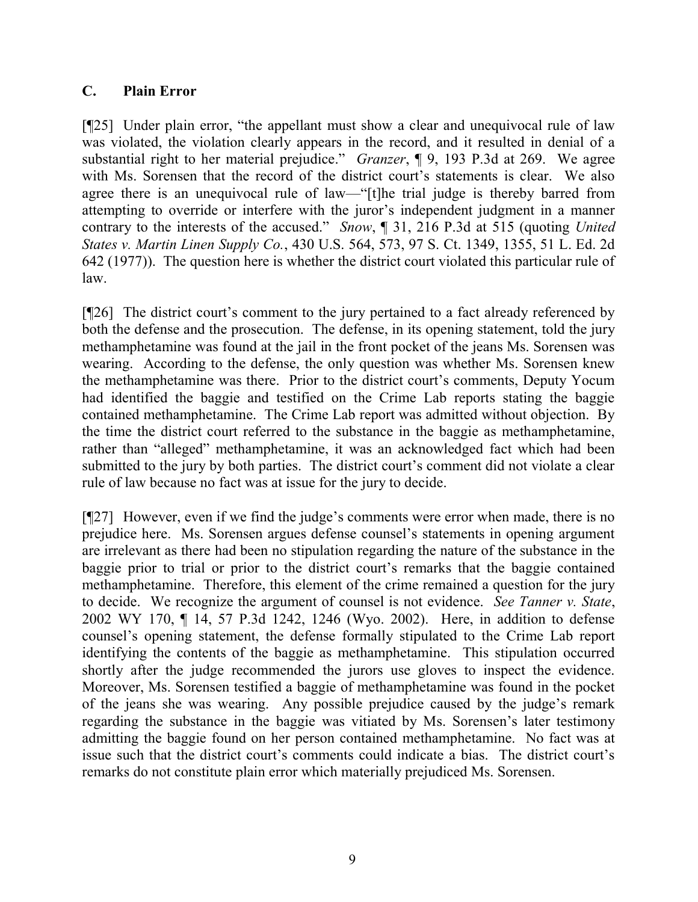### C. Plain Error

[¶25] Under plain error, "the appellant must show a clear and unequivocal rule of law was violated, the violation clearly appears in the record, and it resulted in denial of a substantial right to her material prejudice." *Granzer*, ¶ 9, 193 P.3d at 269. We agree with Ms. Sorensen that the record of the district court's statements is clear. We also agree there is an unequivocal rule of law—"[t]he trial judge is thereby barred from attempting to override or interfere with the juror's independent judgment in a manner contrary to the interests of the accused." *Snow*, ¶ 31, 216 P.3d at 515 (quoting *United States v. Martin Linen Supply Co.*, 430 U.S. 564, 573, 97 S. Ct. 1349, 1355, 51 L. Ed. 2d 642 (1977)). The question here is whether the district court violated this particular rule of law.

[¶26] The district court's comment to the jury pertained to a fact already referenced by both the defense and the prosecution. The defense, in its opening statement, told the jury methamphetamine was found at the jail in the front pocket of the jeans Ms. Sorensen was wearing. According to the defense, the only question was whether Ms. Sorensen knew the methamphetamine was there. Prior to the district court's comments, Deputy Yocum had identified the baggie and testified on the Crime Lab reports stating the baggie contained methamphetamine. The Crime Lab report was admitted without objection. By the time the district court referred to the substance in the baggie as methamphetamine, rather than "alleged" methamphetamine, it was an acknowledged fact which had been submitted to the jury by both parties. The district court's comment did not violate a clear rule of law because no fact was at issue for the jury to decide.

[¶27] However, even if we find the judge's comments were error when made, there is no prejudice here. Ms. Sorensen argues defense counsel's statements in opening argument are irrelevant as there had been no stipulation regarding the nature of the substance in the baggie prior to trial or prior to the district court's remarks that the baggie contained methamphetamine. Therefore, this element of the crime remained a question for the jury to decide. We recognize the argument of counsel is not evidence. *See Tanner v. State*, 2002 WY 170, ¶ 14, 57 P.3d 1242, 1246 (Wyo. 2002). Here, in addition to defense counsel's opening statement, the defense formally stipulated to the Crime Lab report identifying the contents of the baggie as methamphetamine. This stipulation occurred shortly after the judge recommended the jurors use gloves to inspect the evidence. Moreover, Ms. Sorensen testified a baggie of methamphetamine was found in the pocket of the jeans she was wearing. Any possible prejudice caused by the judge's remark regarding the substance in the baggie was vitiated by Ms. Sorensen's later testimony admitting the baggie found on her person contained methamphetamine. No fact was at issue such that the district court's comments could indicate a bias. The district court's remarks do not constitute plain error which materially prejudiced Ms. Sorensen.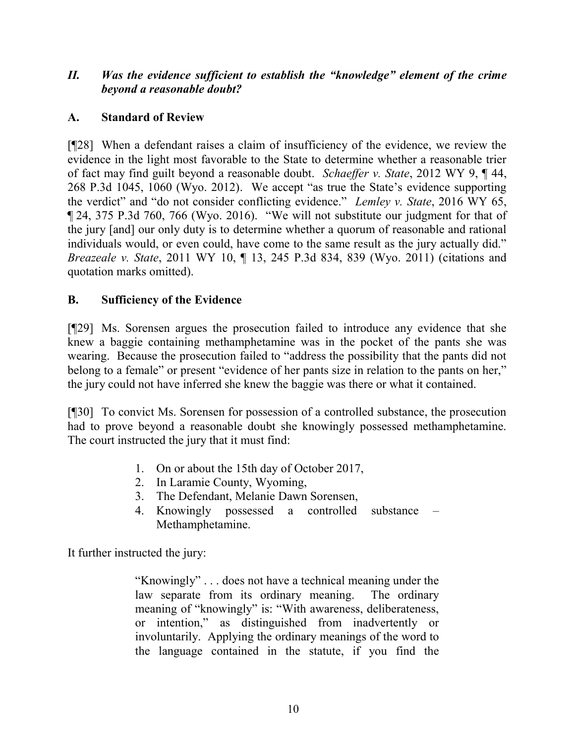## *II. Was the evidence sufficient to establish the "knowledge" element of the crime beyond a reasonable doubt?*

### A. Standard of Review

[¶28] When a defendant raises a claim of insufficiency of the evidence, we review the evidence in the light most favorable to the State to determine whether a reasonable trier of fact may find guilt beyond a reasonable doubt. *Schaeffer v. State*, 2012 WY 9, ¶ 44, 268 P.3d 1045, 1060 (Wyo. 2012). We accept "as true the State's evidence supporting the verdict" and "do not consider conflicting evidence." *Lemley v. State*, 2016 WY 65, ¶ 24, 375 P.3d 760, 766 (Wyo. 2016). "We will not substitute our judgment for that of the jury [and] our only duty is to determine whether a quorum of reasonable and rational individuals would, or even could, have come to the same result as the jury actually did." *Breazeale v. State*, 2011 WY 10, ¶ 13, 245 P.3d 834, 839 (Wyo. 2011) (citations and quotation marks omitted).

### B. Sufficiency of the Evidence

[¶29] Ms. Sorensen argues the prosecution failed to introduce any evidence that she knew a baggie containing methamphetamine was in the pocket of the pants she was wearing. Because the prosecution failed to "address the possibility that the pants did not belong to a female" or present "evidence of her pants size in relation to the pants on her," the jury could not have inferred she knew the baggie was there or what it contained.

[¶30] To convict Ms. Sorensen for possession of a controlled substance, the prosecution had to prove beyond a reasonable doubt she knowingly possessed methamphetamine. The court instructed the jury that it must find:

1. On or about the 15th day of October 2017,
2. In Laramie County, Wyoming,
3. The Defendant, Melanie Dawn Sorensen,
4. Knowingly possessed a controlled substance – Methamphetamine.

It further instructed the jury:

> "Knowingly" . . . does not have a technical meaning under the law separate from its ordinary meaning. The ordinary meaning of "knowingly" is: "With awareness, deliberateness, or intention," as distinguished from inadvertently or involuntarily. Applying the ordinary meanings of the word to the language contained in the statute, if you find the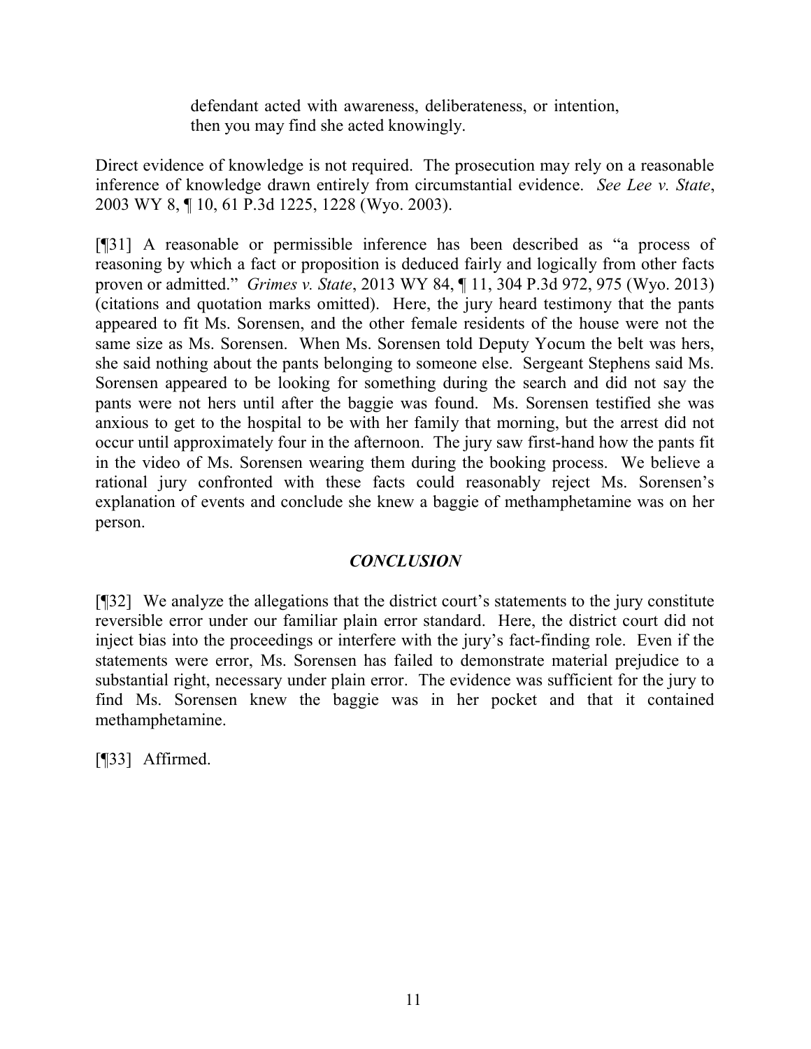> defendant acted with awareness, deliberateness, or intention, then you may find she acted knowingly.

Direct evidence of knowledge is not required. The prosecution may rely on a reasonable inference of knowledge drawn entirely from circumstantial evidence. *See Lee v. State*, 2003 WY 8, ¶ 10, 61 P.3d 1225, 1228 (Wyo. 2003).

[¶31] A reasonable or permissible inference has been described as "a process of reasoning by which a fact or proposition is deduced fairly and logically from other facts proven or admitted." *Grimes v. State*, 2013 WY 84, ¶ 11, 304 P.3d 972, 975 (Wyo. 2013) (citations and quotation marks omitted). Here, the jury heard testimony that the pants appeared to fit Ms. Sorensen, and the other female residents of the house were not the same size as Ms. Sorensen. When Ms. Sorensen told Deputy Yocum the belt was hers, she said nothing about the pants belonging to someone else. Sergeant Stephens said Ms. Sorensen appeared to be looking for something during the search and did not say the pants were not hers until after the baggie was found. Ms. Sorensen testified she was anxious to get to the hospital to be with her family that morning, but the arrest did not occur until approximately four in the afternoon. The jury saw first-hand how the pants fit in the video of Ms. Sorensen wearing them during the booking process. We believe a rational jury confronted with these facts could reasonably reject Ms. Sorensen's explanation of events and conclude she knew a baggie of methamphetamine was on her person.

## *CONCLUSION*

[¶32] We analyze the allegations that the district court's statements to the jury constitute reversible error under our familiar plain error standard. Here, the district court did not inject bias into the proceedings or interfere with the jury's fact-finding role. Even if the statements were error, Ms. Sorensen has failed to demonstrate material prejudice to a substantial right, necessary under plain error. The evidence was sufficient for the jury to find Ms. Sorensen knew the baggie was in her pocket and that it contained methamphetamine.

[¶33] Affirmed.